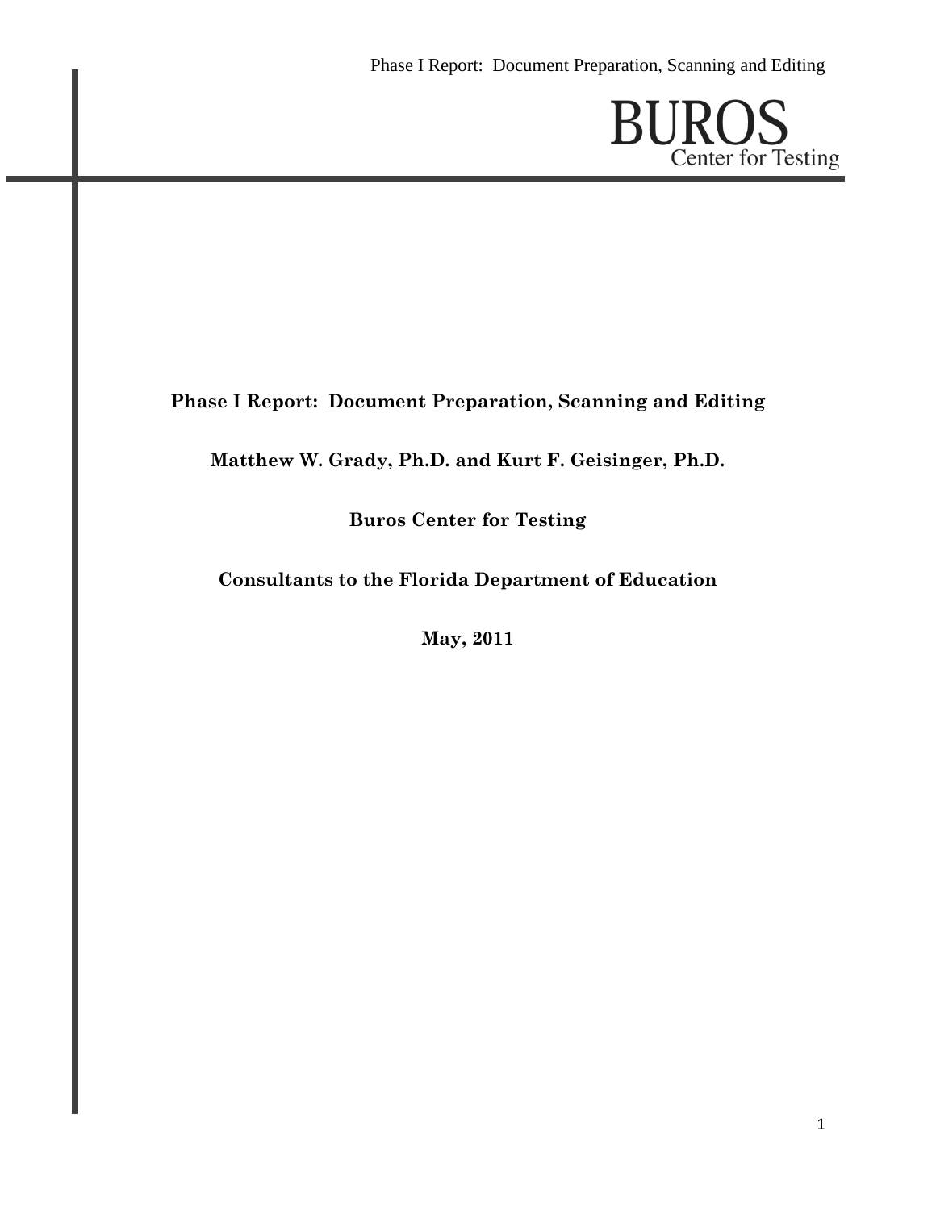BUROS
Center for Testing

# Phase I Report: Document Preparation, Scanning and Editing

**Matthew W. Grady, Ph.D. and Kurt F. Geisinger, Ph.D.**

**Buros Center for Testing**

**Consultants to the Florida Department of Education**

**May, 2011**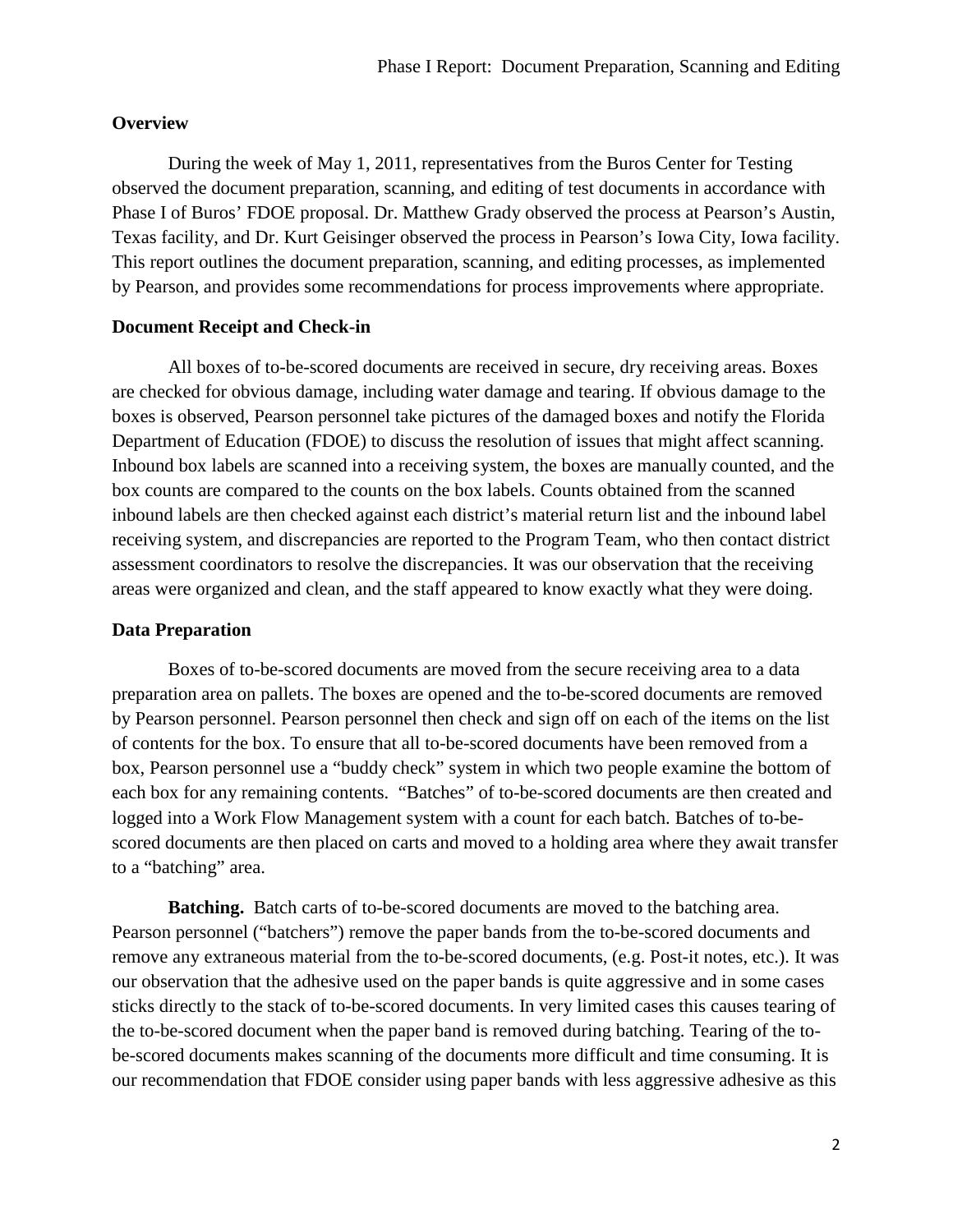**Overview**

During the week of May 1, 2011, representatives from the Buros Center for Testing observed the document preparation, scanning, and editing of test documents in accordance with Phase I of Buros' FDOE proposal. Dr. Matthew Grady observed the process at Pearson's Austin, Texas facility, and Dr. Kurt Geisinger observed the process in Pearson's Iowa City, Iowa facility. This report outlines the document preparation, scanning, and editing processes, as implemented by Pearson, and provides some recommendations for process improvements where appropriate.

**Document Receipt and Check-in**

All boxes of to-be-scored documents are received in secure, dry receiving areas. Boxes are checked for obvious damage, including water damage and tearing. If obvious damage to the boxes is observed, Pearson personnel take pictures of the damaged boxes and notify the Florida Department of Education (FDOE) to discuss the resolution of issues that might affect scanning. Inbound box labels are scanned into a receiving system, the boxes are manually counted, and the box counts are compared to the counts on the box labels. Counts obtained from the scanned inbound labels are then checked against each district's material return list and the inbound label receiving system, and discrepancies are reported to the Program Team, who then contact district assessment coordinators to resolve the discrepancies. It was our observation that the receiving areas were organized and clean, and the staff appeared to know exactly what they were doing.

**Data Preparation**

Boxes of to-be-scored documents are moved from the secure receiving area to a data preparation area on pallets. The boxes are opened and the to-be-scored documents are removed by Pearson personnel. Pearson personnel then check and sign off on each of the items on the list of contents for the box. To ensure that all to-be-scored documents have been removed from a box, Pearson personnel use a "buddy check" system in which two people examine the bottom of each box for any remaining contents. "Batches" of to-be-scored documents are then created and logged into a Work Flow Management system with a count for each batch. Batches of to-be-scored documents are then placed on carts and moved to a holding area where they await transfer to a "batching" area.

**Batching.** Batch carts of to-be-scored documents are moved to the batching area. Pearson personnel ("batchers") remove the paper bands from the to-be-scored documents and remove any extraneous material from the to-be-scored documents, (e.g. Post-it notes, etc.). It was our observation that the adhesive used on the paper bands is quite aggressive and in some cases sticks directly to the stack of to-be-scored documents. In very limited cases this causes tearing of the to-be-scored document when the paper band is removed during batching. Tearing of the to-be-scored documents makes scanning of the documents more difficult and time consuming. It is our recommendation that FDOE consider using paper bands with less aggressive adhesive as this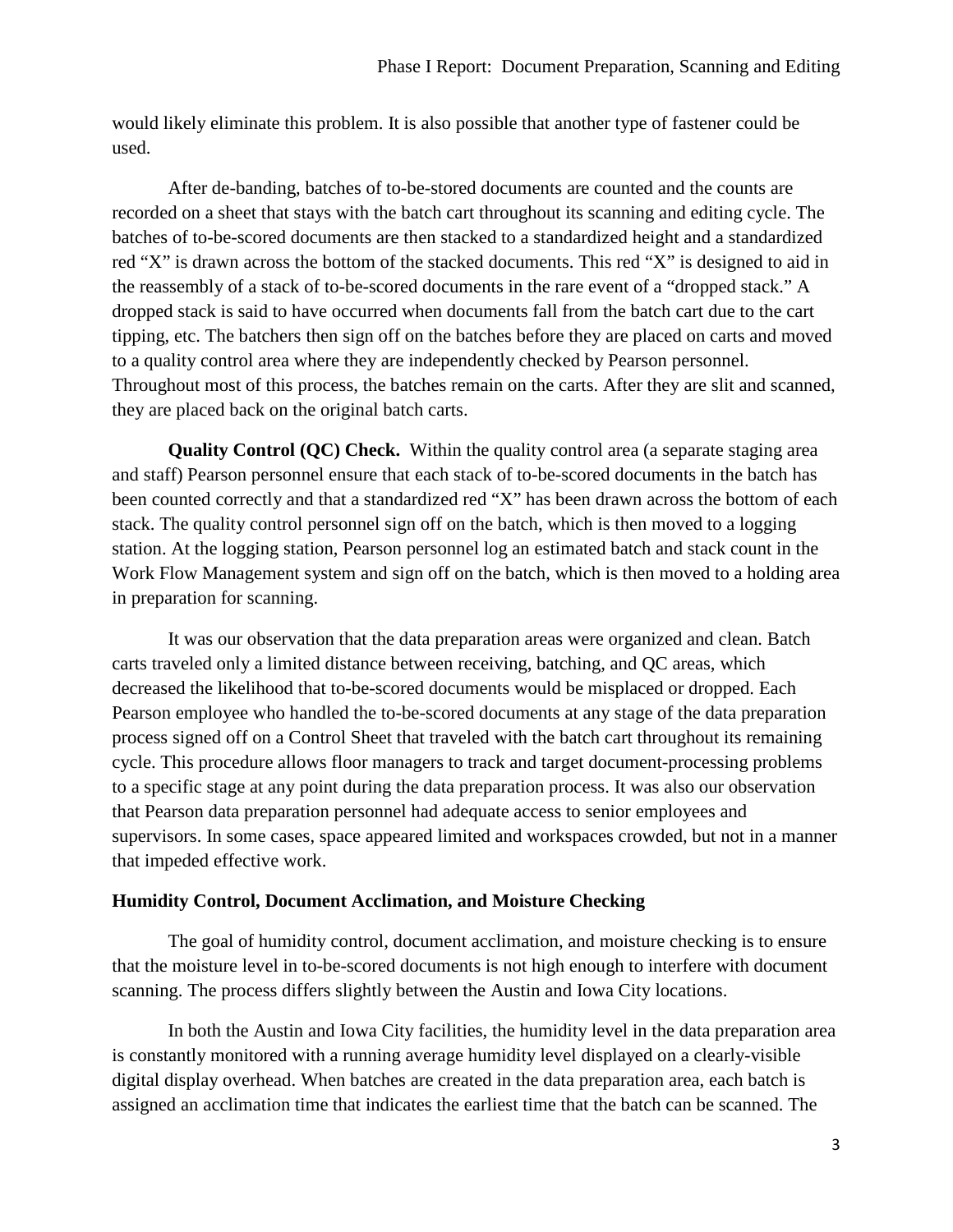would likely eliminate this problem. It is also possible that another type of fastener could be used.

After de-banding, batches of to-be-stored documents are counted and the counts are recorded on a sheet that stays with the batch cart throughout its scanning and editing cycle. The batches of to-be-scored documents are then stacked to a standardized height and a standardized red "X" is drawn across the bottom of the stacked documents. This red "X" is designed to aid in the reassembly of a stack of to-be-scored documents in the rare event of a "dropped stack." A dropped stack is said to have occurred when documents fall from the batch cart due to the cart tipping, etc. The batchers then sign off on the batches before they are placed on carts and moved to a quality control area where they are independently checked by Pearson personnel. Throughout most of this process, the batches remain on the carts. After they are slit and scanned, they are placed back on the original batch carts.

**Quality Control (QC) Check.** Within the quality control area (a separate staging area and staff) Pearson personnel ensure that each stack of to-be-scored documents in the batch has been counted correctly and that a standardized red "X" has been drawn across the bottom of each stack. The quality control personnel sign off on the batch, which is then moved to a logging station. At the logging station, Pearson personnel log an estimated batch and stack count in the Work Flow Management system and sign off on the batch, which is then moved to a holding area in preparation for scanning.

It was our observation that the data preparation areas were organized and clean. Batch carts traveled only a limited distance between receiving, batching, and QC areas, which decreased the likelihood that to-be-scored documents would be misplaced or dropped. Each Pearson employee who handled the to-be-scored documents at any stage of the data preparation process signed off on a Control Sheet that traveled with the batch cart throughout its remaining cycle. This procedure allows floor managers to track and target document-processing problems to a specific stage at any point during the data preparation process. It was also our observation that Pearson data preparation personnel had adequate access to senior employees and supervisors. In some cases, space appeared limited and workspaces crowded, but not in a manner that impeded effective work.

### Humidity Control, Document Acclimation, and Moisture Checking

The goal of humidity control, document acclimation, and moisture checking is to ensure that the moisture level in to-be-scored documents is not high enough to interfere with document scanning. The process differs slightly between the Austin and Iowa City locations.

In both the Austin and Iowa City facilities, the humidity level in the data preparation area is constantly monitored with a running average humidity level displayed on a clearly-visible digital display overhead. When batches are created in the data preparation area, each batch is assigned an acclimation time that indicates the earliest time that the batch can be scanned. The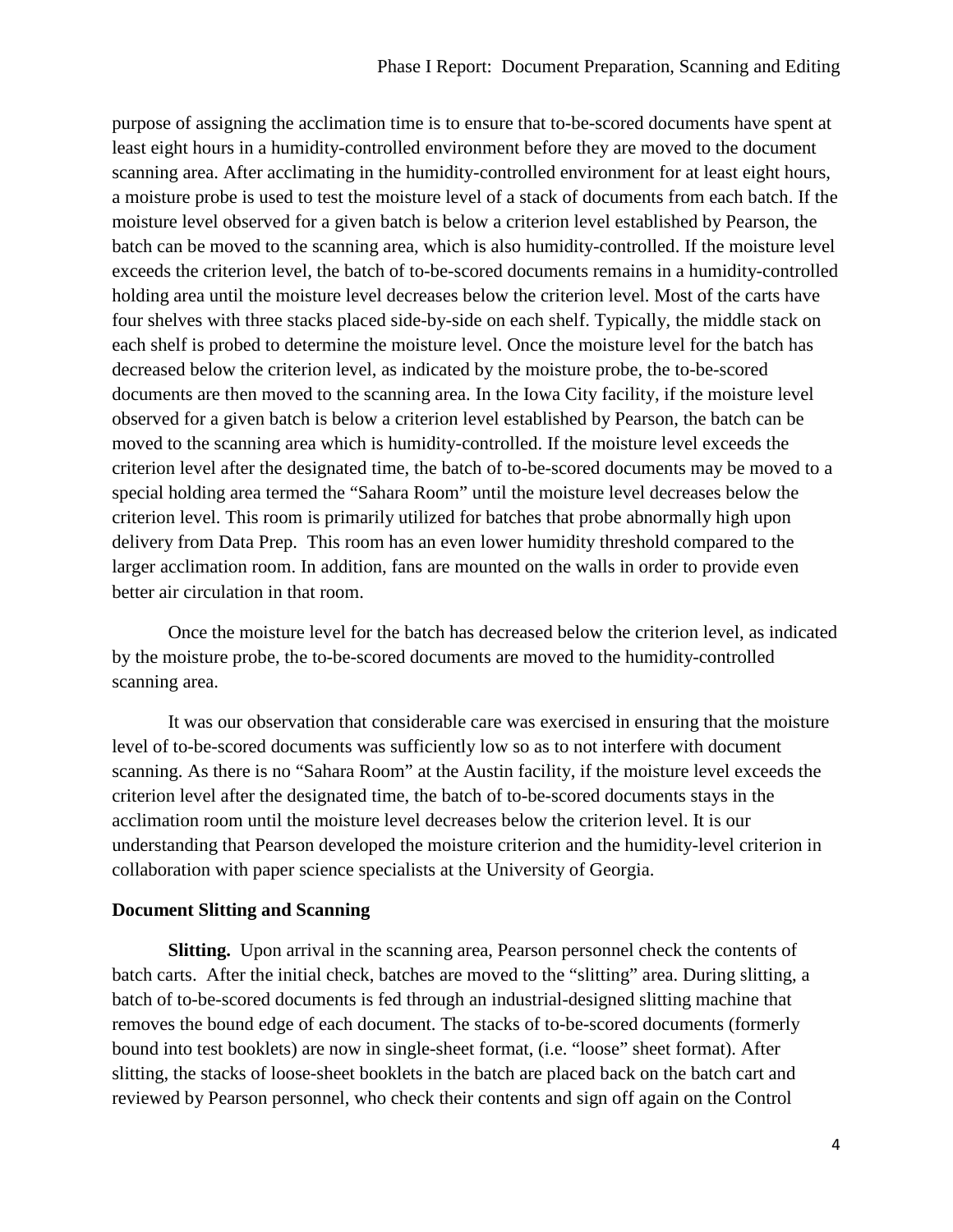purpose of assigning the acclimation time is to ensure that to-be-scored documents have spent at least eight hours in a humidity-controlled environment before they are moved to the document scanning area. After acclimating in the humidity-controlled environment for at least eight hours, a moisture probe is used to test the moisture level of a stack of documents from each batch. If the moisture level observed for a given batch is below a criterion level established by Pearson, the batch can be moved to the scanning area, which is also humidity-controlled. If the moisture level exceeds the criterion level, the batch of to-be-scored documents remains in a humidity-controlled holding area until the moisture level decreases below the criterion level. Most of the carts have four shelves with three stacks placed side-by-side on each shelf. Typically, the middle stack on each shelf is probed to determine the moisture level. Once the moisture level for the batch has decreased below the criterion level, as indicated by the moisture probe, the to-be-scored documents are then moved to the scanning area. In the Iowa City facility, if the moisture level observed for a given batch is below a criterion level established by Pearson, the batch can be moved to the scanning area which is humidity-controlled. If the moisture level exceeds the criterion level after the designated time, the batch of to-be-scored documents may be moved to a special holding area termed the "Sahara Room" until the moisture level decreases below the criterion level. This room is primarily utilized for batches that probe abnormally high upon delivery from Data Prep. This room has an even lower humidity threshold compared to the larger acclimation room. In addition, fans are mounted on the walls in order to provide even better air circulation in that room.

Once the moisture level for the batch has decreased below the criterion level, as indicated by the moisture probe, the to-be-scored documents are moved to the humidity-controlled scanning area.

It was our observation that considerable care was exercised in ensuring that the moisture level of to-be-scored documents was sufficiently low so as to not interfere with document scanning. As there is no "Sahara Room" at the Austin facility, if the moisture level exceeds the criterion level after the designated time, the batch of to-be-scored documents stays in the acclimation room until the moisture level decreases below the criterion level. It is our understanding that Pearson developed the moisture criterion and the humidity-level criterion in collaboration with paper science specialists at the University of Georgia.

## Document Slitting and Scanning

**Slitting.** Upon arrival in the scanning area, Pearson personnel check the contents of batch carts. After the initial check, batches are moved to the "slitting" area. During slitting, a batch of to-be-scored documents is fed through an industrial-designed slitting machine that removes the bound edge of each document. The stacks of to-be-scored documents (formerly bound into test booklets) are now in single-sheet format, (i.e. "loose" sheet format). After slitting, the stacks of loose-sheet booklets in the batch are placed back on the batch cart and reviewed by Pearson personnel, who check their contents and sign off again on the Control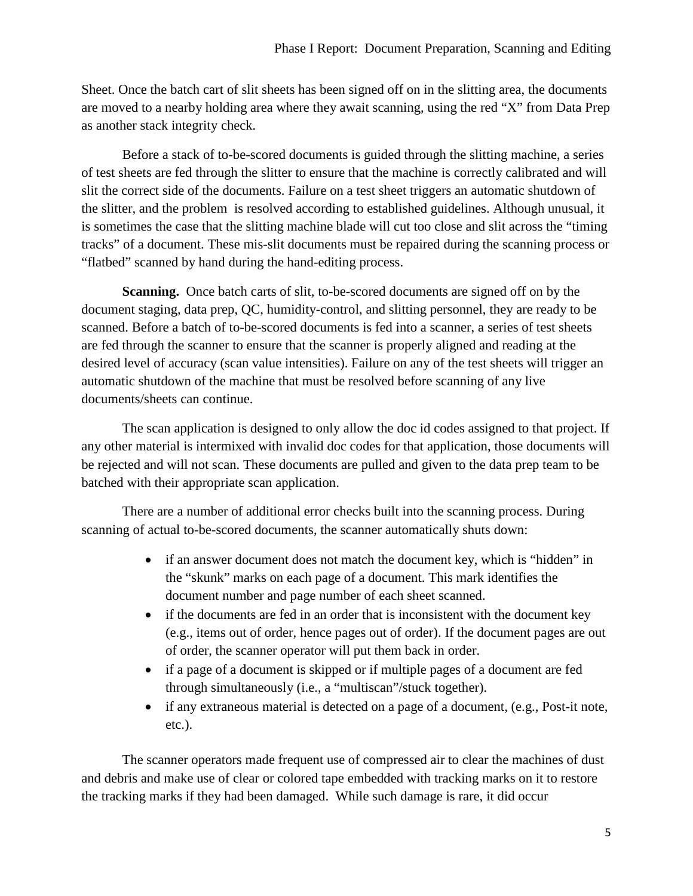Sheet. Once the batch cart of slit sheets has been signed off on in the slitting area, the documents are moved to a nearby holding area where they await scanning, using the red "X" from Data Prep as another stack integrity check.

Before a stack of to-be-scored documents is guided through the slitting machine, a series of test sheets are fed through the slitter to ensure that the machine is correctly calibrated and will slit the correct side of the documents. Failure on a test sheet triggers an automatic shutdown of the slitter, and the problem is resolved according to established guidelines. Although unusual, it is sometimes the case that the slitting machine blade will cut too close and slit across the "timing tracks" of a document. These mis-slit documents must be repaired during the scanning process or "flatbed" scanned by hand during the hand-editing process.

**Scanning.** Once batch carts of slit, to-be-scored documents are signed off on by the document staging, data prep, QC, humidity-control, and slitting personnel, they are ready to be scanned. Before a batch of to-be-scored documents is fed into a scanner, a series of test sheets are fed through the scanner to ensure that the scanner is properly aligned and reading at the desired level of accuracy (scan value intensities). Failure on any of the test sheets will trigger an automatic shutdown of the machine that must be resolved before scanning of any live documents/sheets can continue.

The scan application is designed to only allow the doc id codes assigned to that project. If any other material is intermixed with invalid doc codes for that application, those documents will be rejected and will not scan. These documents are pulled and given to the data prep team to be batched with their appropriate scan application.

There are a number of additional error checks built into the scanning process. During scanning of actual to-be-scored documents, the scanner automatically shuts down:

- if an answer document does not match the document key, which is "hidden" in the "skunk" marks on each page of a document. This mark identifies the document number and page number of each sheet scanned.
- if the documents are fed in an order that is inconsistent with the document key (e.g., items out of order, hence pages out of order). If the document pages are out of order, the scanner operator will put them back in order.
- if a page of a document is skipped or if multiple pages of a document are fed through simultaneously (i.e., a "multiscan"/stuck together).
- if any extraneous material is detected on a page of a document, (e.g., Post-it note, etc.).

The scanner operators made frequent use of compressed air to clear the machines of dust and debris and make use of clear or colored tape embedded with tracking marks on it to restore the tracking marks if they had been damaged. While such damage is rare, it did occur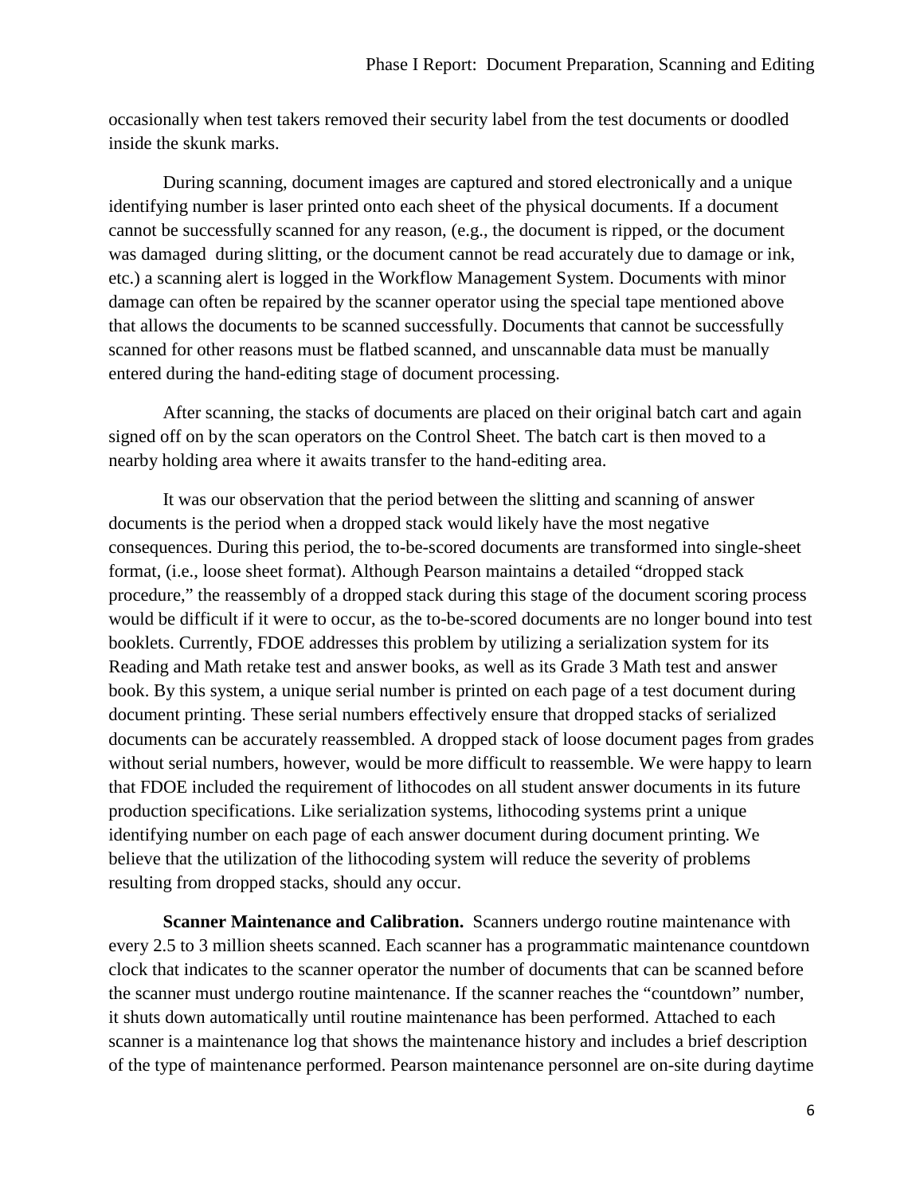occasionally when test takers removed their security label from the test documents or doodled inside the skunk marks.

During scanning, document images are captured and stored electronically and a unique identifying number is laser printed onto each sheet of the physical documents. If a document cannot be successfully scanned for any reason, (e.g., the document is ripped, or the document was damaged during slitting, or the document cannot be read accurately due to damage or ink, etc.) a scanning alert is logged in the Workflow Management System. Documents with minor damage can often be repaired by the scanner operator using the special tape mentioned above that allows the documents to be scanned successfully. Documents that cannot be successfully scanned for other reasons must be flatbed scanned, and unscannable data must be manually entered during the hand-editing stage of document processing.

After scanning, the stacks of documents are placed on their original batch cart and again signed off on by the scan operators on the Control Sheet. The batch cart is then moved to a nearby holding area where it awaits transfer to the hand-editing area.

It was our observation that the period between the slitting and scanning of answer documents is the period when a dropped stack would likely have the most negative consequences. During this period, the to-be-scored documents are transformed into single-sheet format, (i.e., loose sheet format). Although Pearson maintains a detailed "dropped stack procedure," the reassembly of a dropped stack during this stage of the document scoring process would be difficult if it were to occur, as the to-be-scored documents are no longer bound into test booklets. Currently, FDOE addresses this problem by utilizing a serialization system for its Reading and Math retake test and answer books, as well as its Grade 3 Math test and answer book. By this system, a unique serial number is printed on each page of a test document during document printing. These serial numbers effectively ensure that dropped stacks of serialized documents can be accurately reassembled. A dropped stack of loose document pages from grades without serial numbers, however, would be more difficult to reassemble. We were happy to learn that FDOE included the requirement of lithocodes on all student answer documents in its future production specifications. Like serialization systems, lithocoding systems print a unique identifying number on each page of each answer document during document printing. We believe that the utilization of the lithocoding system will reduce the severity of problems resulting from dropped stacks, should any occur.

**Scanner Maintenance and Calibration.** Scanners undergo routine maintenance with every 2.5 to 3 million sheets scanned. Each scanner has a programmatic maintenance countdown clock that indicates to the scanner operator the number of documents that can be scanned before the scanner must undergo routine maintenance. If the scanner reaches the "countdown" number, it shuts down automatically until routine maintenance has been performed. Attached to each scanner is a maintenance log that shows the maintenance history and includes a brief description of the type of maintenance performed. Pearson maintenance personnel are on-site during daytime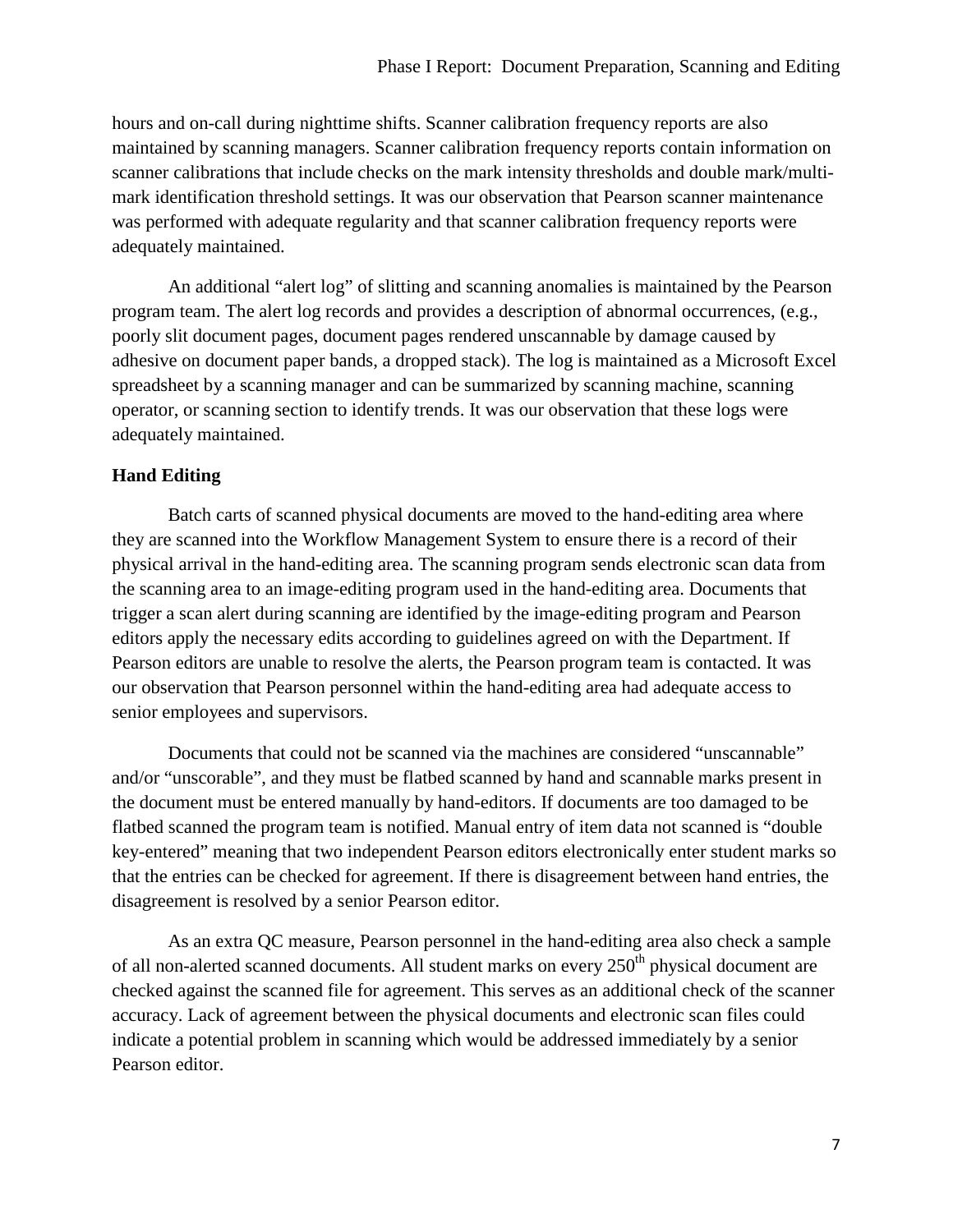hours and on-call during nighttime shifts. Scanner calibration frequency reports are also maintained by scanning managers. Scanner calibration frequency reports contain information on scanner calibrations that include checks on the mark intensity thresholds and double mark/multi-mark identification threshold settings. It was our observation that Pearson scanner maintenance was performed with adequate regularity and that scanner calibration frequency reports were adequately maintained.

An additional "alert log" of slitting and scanning anomalies is maintained by the Pearson program team. The alert log records and provides a description of abnormal occurrences, (e.g., poorly slit document pages, document pages rendered unscannable by damage caused by adhesive on document paper bands, a dropped stack). The log is maintained as a Microsoft Excel spreadsheet by a scanning manager and can be summarized by scanning machine, scanning operator, or scanning section to identify trends. It was our observation that these logs were adequately maintained.

**Hand Editing**

Batch carts of scanned physical documents are moved to the hand-editing area where they are scanned into the Workflow Management System to ensure there is a record of their physical arrival in the hand-editing area. The scanning program sends electronic scan data from the scanning area to an image-editing program used in the hand-editing area. Documents that trigger a scan alert during scanning are identified by the image-editing program and Pearson editors apply the necessary edits according to guidelines agreed on with the Department. If Pearson editors are unable to resolve the alerts, the Pearson program team is contacted. It was our observation that Pearson personnel within the hand-editing area had adequate access to senior employees and supervisors.

Documents that could not be scanned via the machines are considered "unscannable" and/or "unscorable", and they must be flatbed scanned by hand and scannable marks present in the document must be entered manually by hand-editors. If documents are too damaged to be flatbed scanned the program team is notified. Manual entry of item data not scanned is "double key-entered" meaning that two independent Pearson editors electronically enter student marks so that the entries can be checked for agreement. If there is disagreement between hand entries, the disagreement is resolved by a senior Pearson editor.

As an extra QC measure, Pearson personnel in the hand-editing area also check a sample of all non-alerted scanned documents. All student marks on every 250th physical document are checked against the scanned file for agreement. This serves as an additional check of the scanner accuracy. Lack of agreement between the physical documents and electronic scan files could indicate a potential problem in scanning which would be addressed immediately by a senior Pearson editor.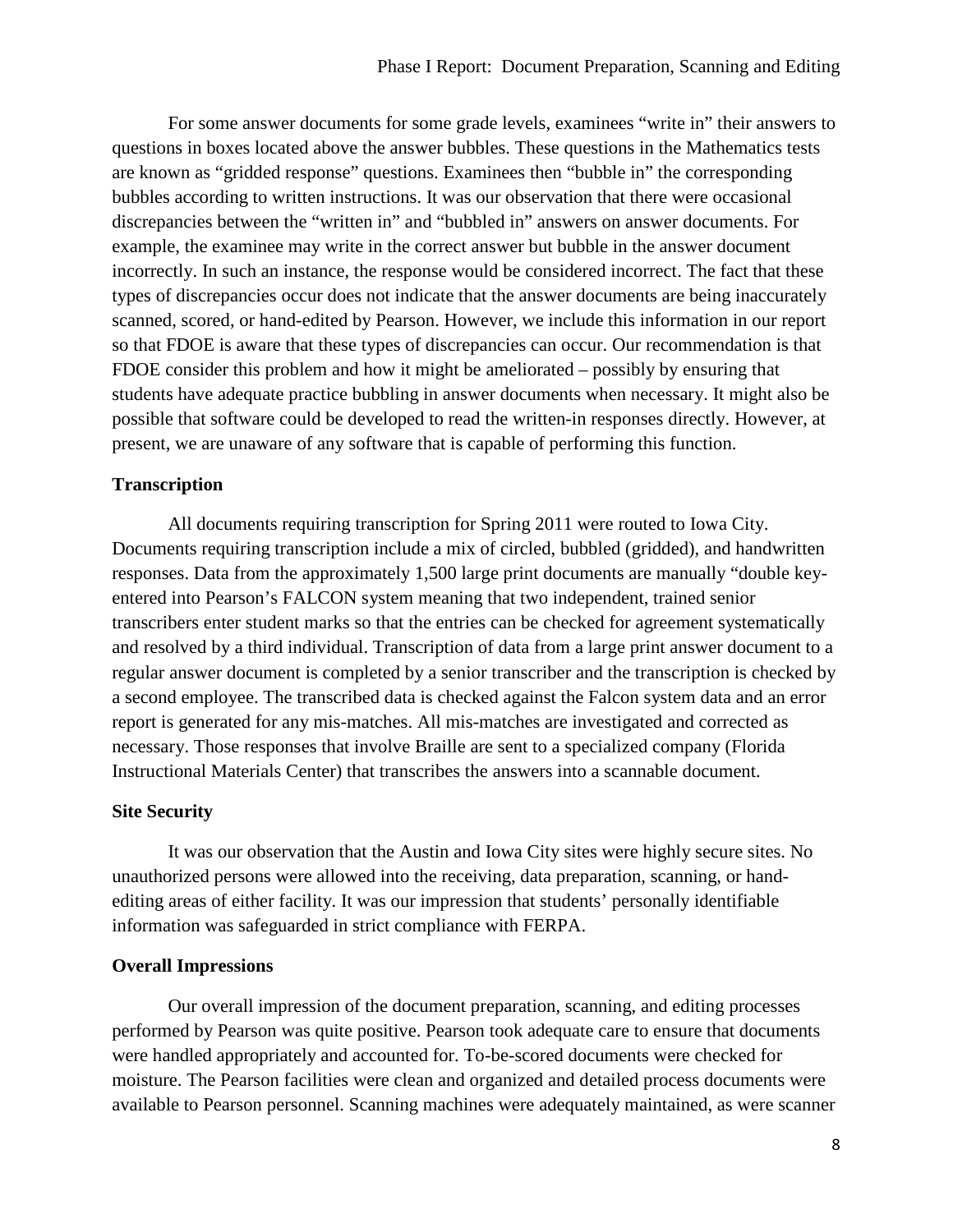For some answer documents for some grade levels, examinees "write in" their answers to questions in boxes located above the answer bubbles. These questions in the Mathematics tests are known as "gridded response" questions. Examinees then "bubble in" the corresponding bubbles according to written instructions. It was our observation that there were occasional discrepancies between the "written in" and "bubbled in" answers on answer documents. For example, the examinee may write in the correct answer but bubble in the answer document incorrectly. In such an instance, the response would be considered incorrect. The fact that these types of discrepancies occur does not indicate that the answer documents are being inaccurately scanned, scored, or hand-edited by Pearson. However, we include this information in our report so that FDOE is aware that these types of discrepancies can occur. Our recommendation is that FDOE consider this problem and how it might be ameliorated – possibly by ensuring that students have adequate practice bubbling in answer documents when necessary. It might also be possible that software could be developed to read the written-in responses directly. However, at present, we are unaware of any software that is capable of performing this function.

**Transcription**

All documents requiring transcription for Spring 2011 were routed to Iowa City. Documents requiring transcription include a mix of circled, bubbled (gridded), and handwritten responses. Data from the approximately 1,500 large print documents are manually "double key-entered into Pearson's FALCON system meaning that two independent, trained senior transcribers enter student marks so that the entries can be checked for agreement systematically and resolved by a third individual. Transcription of data from a large print answer document to a regular answer document is completed by a senior transcriber and the transcription is checked by a second employee. The transcribed data is checked against the Falcon system data and an error report is generated for any mis-matches. All mis-matches are investigated and corrected as necessary. Those responses that involve Braille are sent to a specialized company (Florida Instructional Materials Center) that transcribes the answers into a scannable document.

**Site Security**

It was our observation that the Austin and Iowa City sites were highly secure sites. No unauthorized persons were allowed into the receiving, data preparation, scanning, or hand-editing areas of either facility. It was our impression that students' personally identifiable information was safeguarded in strict compliance with FERPA.

**Overall Impressions**

Our overall impression of the document preparation, scanning, and editing processes performed by Pearson was quite positive. Pearson took adequate care to ensure that documents were handled appropriately and accounted for. To-be-scored documents were checked for moisture. The Pearson facilities were clean and organized and detailed process documents were available to Pearson personnel. Scanning machines were adequately maintained, as were scanner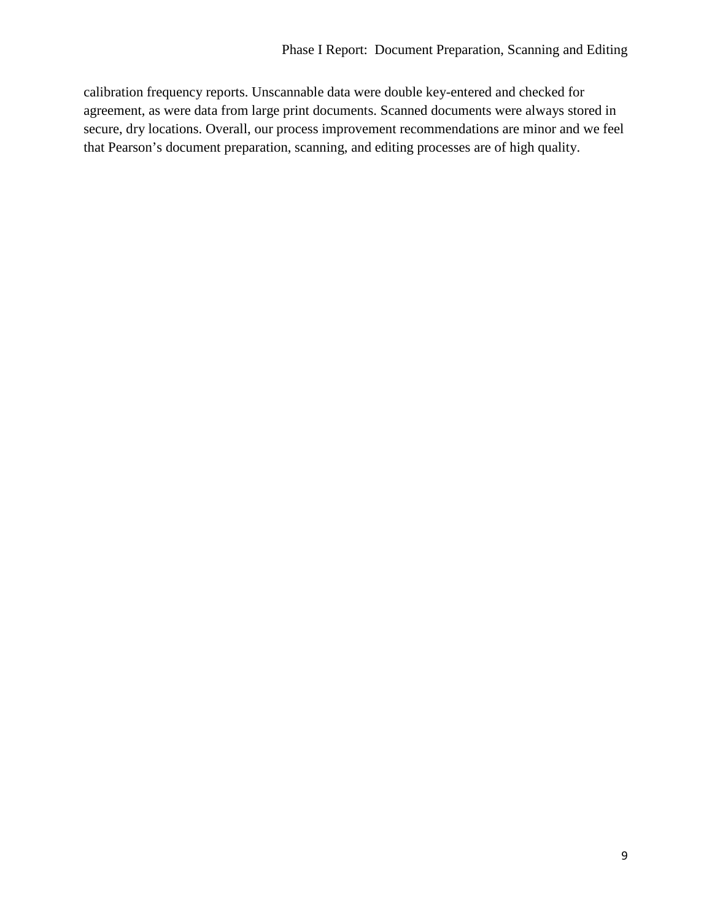calibration frequency reports. Unscannable data were double key-entered and checked for agreement, as were data from large print documents. Scanned documents were always stored in secure, dry locations. Overall, our process improvement recommendations are minor and we feel that Pearson's document preparation, scanning, and editing processes are of high quality.